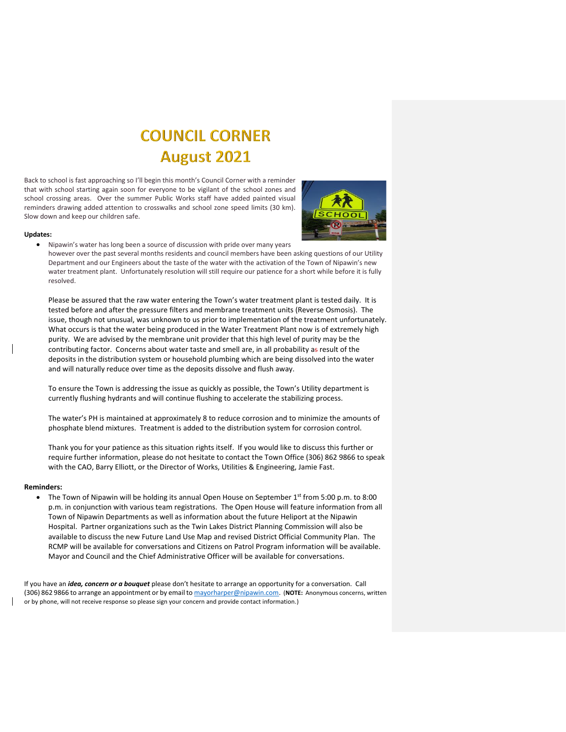# COUNCIL CORNER
# August 2021

Back to school is fast approaching so I'll begin this month's Council Corner with a reminder that with school starting again soon for everyone to be vigilant of the school zones and school crossing areas. Over the summer Public Works staff have added painted visual reminders drawing added attention to crosswalks and school zone speed limits (30 km). Slow down and keep our children safe.

**Updates:**

- Nipawin's water has long been a source of discussion with pride over many years however over the past several months residents and council members have been asking questions of our Utility Department and our Engineers about the taste of the water with the activation of the Town of Nipawin's new water treatment plant. Unfortunately resolution will still require our patience for a short while before it is fully resolved.

  Please be assured that the raw water entering the Town's water treatment plant is tested daily. It is tested before and after the pressure filters and membrane treatment units (Reverse Osmosis). The issue, though not unusual, was unknown to us prior to implementation of the treatment unfortunately. What occurs is that the water being produced in the Water Treatment Plant now is of extremely high purity. We are advised by the membrane unit provider that this high level of purity may be the contributing factor. Concerns about water taste and smell are, in all probability a result of the deposits in the distribution system or household plumbing which are being dissolved into the water and will naturally reduce over time as the deposits dissolve and flush away.

  To ensure the Town is addressing the issue as quickly as possible, the Town's Utility department is currently flushing hydrants and will continue flushing to accelerate the stabilizing process.

  The water's PH is maintained at approximately 8 to reduce corrosion and to minimize the amounts of phosphate blend mixtures. Treatment is added to the distribution system for corrosion control.

  Thank you for your patience as this situation rights itself. If you would like to discuss this further or require further information, please do not hesitate to contact the Town Office (306) 862 9866 to speak with the CAO, Barry Elliott, or the Director of Works, Utilities & Engineering, Jamie Fast.

**Reminders:**

- The Town of Nipawin will be holding its annual Open House on September 1st from 5:00 p.m. to 8:00 p.m. in conjunction with various team registrations. The Open House will feature information from all Town of Nipawin Departments as well as information about the future Heliport at the Nipawin Hospital. Partner organizations such as the Twin Lakes District Planning Commission will also be available to discuss the new Future Land Use Map and revised District Official Community Plan. The RCMP will be available for conversations and Citizens on Patrol Program information will be available. Mayor and Council and the Chief Administrative Officer will be available for conversations.

If you have an ***idea, concern or a bouquet*** please don't hesitate to arrange an opportunity for a conversation. Call (306) 862 9866 to arrange an appointment or by email to mayorharper@nipawin.com. (**NOTE:** Anonymous concerns, written or by phone, will not receive response so please sign your concern and provide contact information.)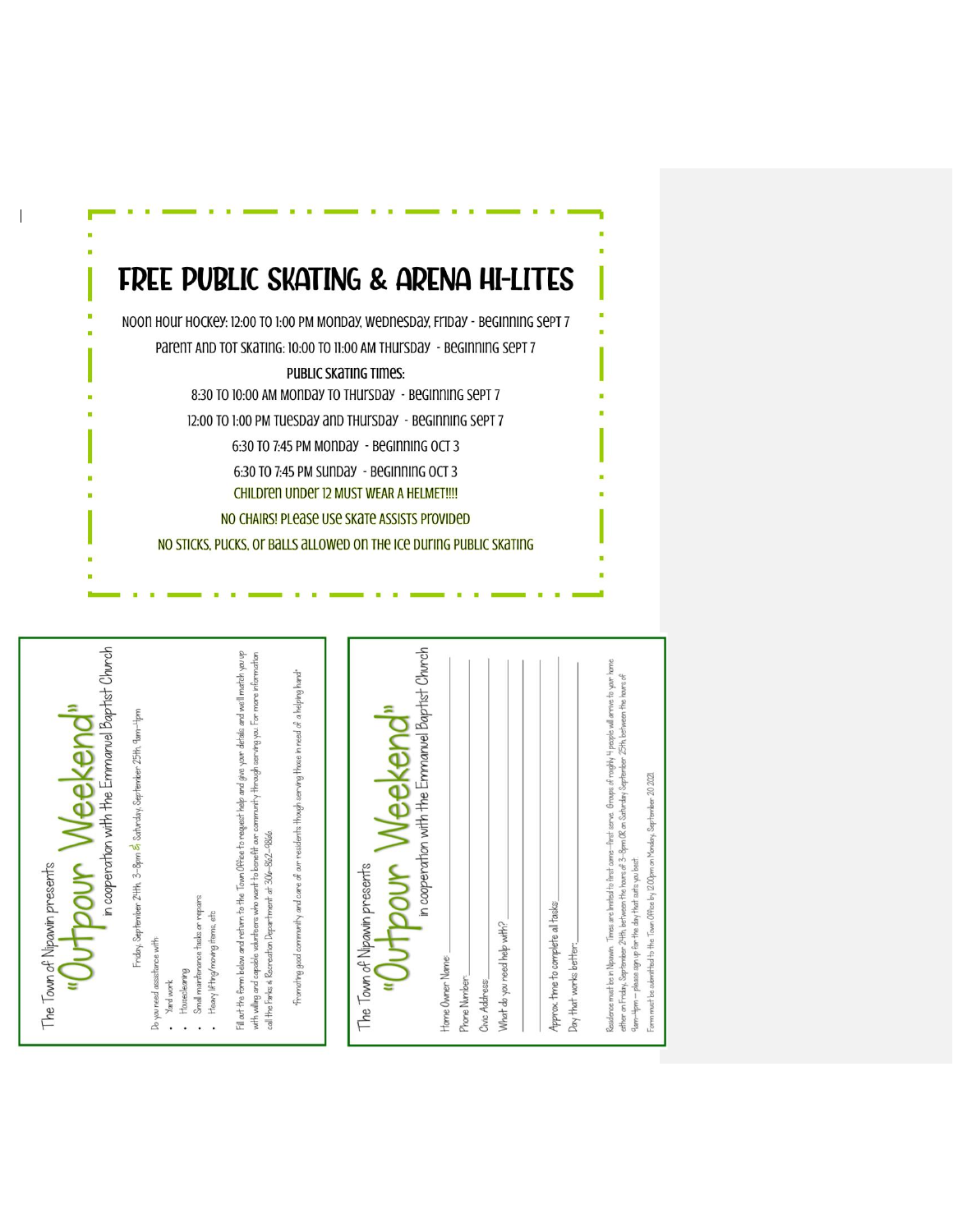# FREE PUBLIC SKATING & ARENA HI-LITES

NOON HOUR HOCKEY: 12:00 TO 1:00 PM MONDAY, WEDNESDAY, FRIDAY - BEGINNING SEPT 7

PARENT AND TOT SKATING: 10:00 TO 11:00 AM THURSDAY - BEGINNING SEPT 7

PUBLIC SKATING TIMES:

8:30 TO 10:00 AM MONDAY TO THURSDAY - BEGINNING SEPT 7

12:00 TO 1:00 PM TUESDAY AND THURSDAY - BEGINNING SEPT 7

6:30 TO 7:45 PM MONDAY - BEGINNING OCT 3

6:30 TO 7:45 PM SUNDAY - BEGINNING OCT 3

CHILDREN UNDER 12 MUST WEAR A HELMET!!!!

NO CHAIRS! PLEASE USE SKATE ASSISTS PROVIDED

NO STICKS, PUCKS, OR BALLS ALLOWED ON THE ICE DURING PUBLIC SKATING

---

The Town of Nipawin presents

# "Outpour Weekend"

in cooperation with the Emmanuel Baptist Church

Friday, September 24th, 3–8pm & Saturday, September 25th, 9am–4pm

Do you need assistance with:

- Yard work
- Housecleaning
- Small maintenance tasks or repairs
- Heavy lifting/moving items, etc

Fill out the form below and return to the Town Office to request help and give your details and we'll match you up with willing and capable volunteers who want to benefit our community through serving you. For more information call the Parks & Recreation Department at 306-862-9866

"Promoting good community and care of our residents though serving those in need of a helping hand"

---

The Town of Nipawin presents

# "Outpour Weekend"

in cooperation with the Emmanuel Baptist Church

Home Owner Name: ____________________

Phone Number: ____________________

Civic Address: ____________________

What do you need help with? ____________________

____________________

Approx. time to complete all tasks: ____________________

Day that works better: ____________________

Residence must be in Nipawin. Times are limited to first come–first serve. Groups of roughly 4 people will arrive to your home either on Friday, September 24th, between the hours of 3–8pm OR on Saturday September 25th between the hours of 9am–4pm – please sign up for the day that suits you best.

Form must be submitted to the Town Office by 12:00pm on Monday, September 20 2021